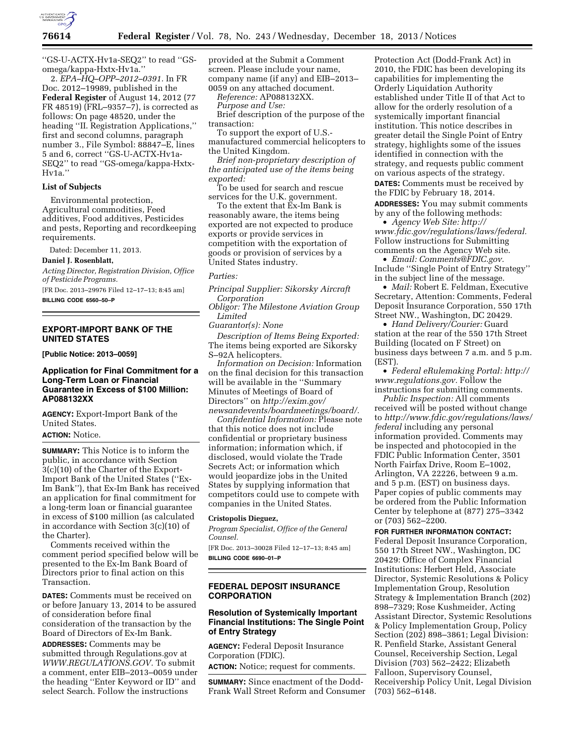''GS-U-ACTX-Hv1a-SEQ2'' to read ''GS-omega/kappa-Hxtx-Hv1a.''

2. *EPA–HQ–OPP–2012–0391.* In FR Doc. 2012–19989, published in the **Federal Register** of August 14, 2012 (77 FR 48519) (FRL–9357–7), is corrected as follows: On page 48520, under the heading ''II. Registration Applications,'' first and second columns, paragraph number 3., File Symbol: 88847–E, lines 5 and 6, correct ''GS-U-ACTX-Hv1a-SEQ2'' to read ''GS-omega/kappa-Hxtx-Hv1a.''

### List of Subjects

Environmental protection, Agricultural commodities, Feed additives, Food additives, Pesticides and pests, Reporting and recordkeeping requirements.

Dated: December 11, 2013.

**Daniel J. Rosenblatt,**

*Acting Director, Registration Division, Office of Pesticide Programs.*

[FR Doc. 2013–29976 Filed 12–17–13; 8:45 am]

**BILLING CODE 6560–50–P**

## EXPORT-IMPORT BANK OF THE UNITED STATES

**[Public Notice: 2013–0059]**

### Application for Final Commitment for a Long-Term Loan or Financial Guarantee in Excess of $100 Million: AP088132XX

**AGENCY:** Export-Import Bank of the United States.

**ACTION:** Notice.

**SUMMARY:** This Notice is to inform the public, in accordance with Section 3(c)(10) of the Charter of the Export-Import Bank of the United States (''Ex-Im Bank''), that Ex-Im Bank has received an application for final commitment for a long-term loan or financial guarantee in excess of $100 million (as calculated in accordance with Section 3(c)(10) of the Charter).

Comments received within the comment period specified below will be presented to the Ex-Im Bank Board of Directors prior to final action on this Transaction.

**DATES:** Comments must be received on or before January 13, 2014 to be assured of consideration before final consideration of the transaction by the Board of Directors of Ex-Im Bank.

**ADDRESSES:** Comments may be submitted through Regulations.gov at *WWW.REGULATIONS.GOV.* To submit a comment, enter EIB–2013–0059 under the heading ''Enter Keyword or ID'' and select Search. Follow the instructions provided at the Submit a Comment screen. Please include your name, company name (if any) and EIB–2013–0059 on any attached document.

*Reference:* AP088132XX.

*Purpose and Use:*

Brief description of the purpose of the transaction:

To support the export of U.S.-manufactured commercial helicopters to the United Kingdom.

*Brief non-proprietary description of the anticipated use of the items being exported:*

To be used for search and rescue services for the U.K. government.

To the extent that Ex-Im Bank is reasonably aware, the items being exported are not expected to produce exports or provide services in competition with the exportation of goods or provision of services by a United States industry.

*Parties:*

*Principal Supplier: Sikorsky Aircraft Corporation*

*Obligor: The Milestone Aviation Group Limited*

*Guarantor(s): None*

*Description of Items Being Exported:* The items being exported are Sikorsky S–92A helicopters.

*Information on Decision:* Information on the final decision for this transaction will be available in the ''Summary Minutes of Meetings of Board of Directors'' on *http://exim.gov/newsandevents/boardmeetings/board/.*

*Confidential Information:* Please note that this notice does not include confidential or proprietary business information; information which, if disclosed, would violate the Trade Secrets Act; or information which would jeopardize jobs in the United States by supplying information that competitors could use to compete with companies in the United States.

**Cristopolis Dieguez,**

*Program Specialist, Office of the General Counsel.*

[FR Doc. 2013–30028 Filed 12–17–13; 8:45 am]

**BILLING CODE 6690–01–P**

## FEDERAL DEPOSIT INSURANCE CORPORATION

### Resolution of Systemically Important Financial Institutions: The Single Point of Entry Strategy

**AGENCY:** Federal Deposit Insurance Corporation (FDIC).

**ACTION:** Notice; request for comments.

**SUMMARY:** Since enactment of the Dodd-Frank Wall Street Reform and Consumer Protection Act (Dodd-Frank Act) in 2010, the FDIC has been developing its capabilities for implementing the Orderly Liquidation Authority established under Title II of that Act to allow for the orderly resolution of a systemically important financial institution. This notice describes in greater detail the Single Point of Entry strategy, highlights some of the issues identified in connection with the strategy, and requests public comment on various aspects of the strategy.

**DATES:** Comments must be received by the FDIC by February 18, 2014.

**ADDRESSES:** You may submit comments by any of the following methods:

- *Agency Web Site: http://www.fdic.gov/regulations/laws/federal.* Follow instructions for Submitting comments on the Agency Web site.
- *Email: Comments@FDIC.gov.* Include ''Single Point of Entry Strategy'' in the subject line of the message.
- *Mail:* Robert E. Feldman, Executive Secretary, Attention: Comments, Federal Deposit Insurance Corporation, 550 17th Street NW., Washington, DC 20429.
- *Hand Delivery/Courier:* Guard station at the rear of the 550 17th Street Building (located on F Street) on business days between 7 a.m. and 5 p.m. (EST).
- *Federal eRulemaking Portal: http://www.regulations.gov.* Follow the instructions for submitting comments.

*Public Inspection:* All comments received will be posted without change to *http://www.fdic.gov/regulations/laws/federal* including any personal information provided. Comments may be inspected and photocopied in the FDIC Public Information Center, 3501 North Fairfax Drive, Room E–1002, Arlington, VA 22226, between 9 a.m. and 5 p.m. (EST) on business days. Paper copies of public comments may be ordered from the Public Information Center by telephone at (877) 275–3342 or (703) 562–2200.

**FOR FURTHER INFORMATION CONTACT:** Federal Deposit Insurance Corporation, 550 17th Street NW., Washington, DC 20429: Office of Complex Financial Institutions: Herbert Held, Associate Director, Systemic Resolutions & Policy Implementation Group, Resolution Strategy & Implementation Branch (202) 898–7329; Rose Kushmeider, Acting Assistant Director, Systemic Resolutions & Policy Implementation Group, Policy Section (202) 898–3861; Legal Division: R. Penfield Starke, Assistant General Counsel, Receivership Section, Legal Division (703) 562–2422; Elizabeth Falloon, Supervisory Counsel, Receivership Policy Unit, Legal Division (703) 562–6148.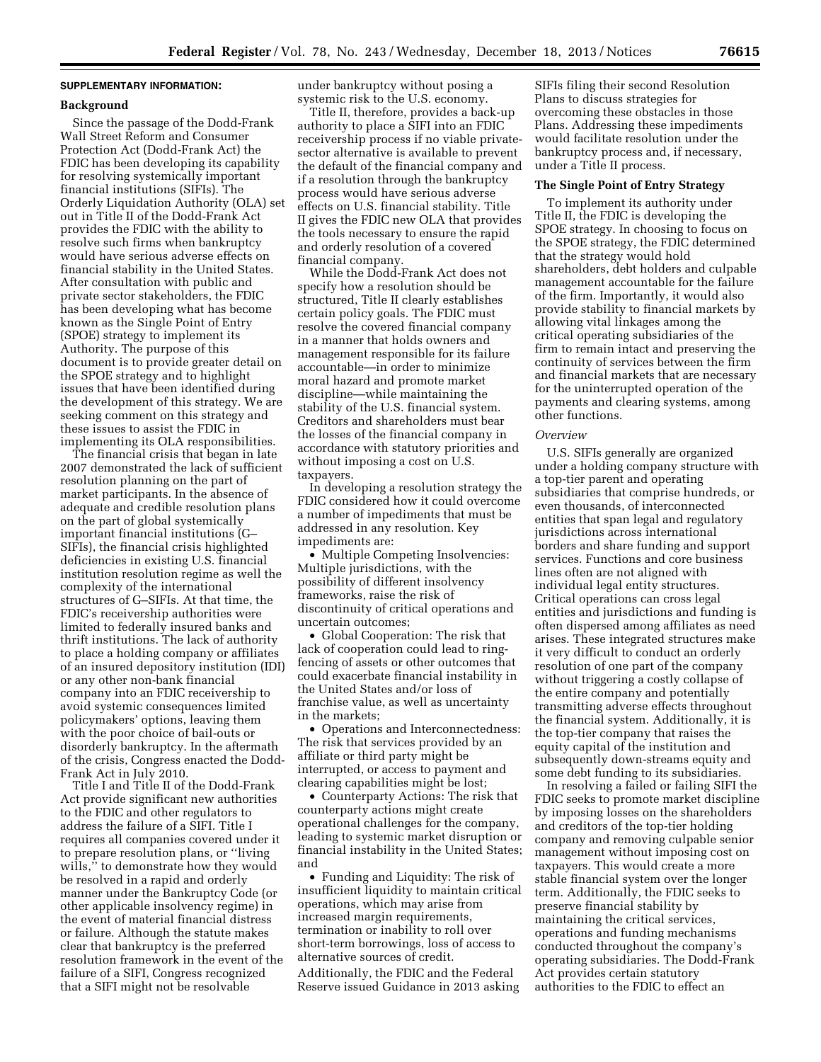## SUPPLEMENTARY INFORMATION:

### Background

Since the passage of the Dodd-Frank Wall Street Reform and Consumer Protection Act (Dodd-Frank Act) the FDIC has been developing its capability for resolving systemically important financial institutions (SIFIs). The Orderly Liquidation Authority (OLA) set out in Title II of the Dodd-Frank Act provides the FDIC with the ability to resolve such firms when bankruptcy would have serious adverse effects on financial stability in the United States. After consultation with public and private sector stakeholders, the FDIC has been developing what has become known as the Single Point of Entry (SPOE) strategy to implement its Authority. The purpose of this document is to provide greater detail on the SPOE strategy and to highlight issues that have been identified during the development of this strategy. We are seeking comment on this strategy and these issues to assist the FDIC in implementing its OLA responsibilities.

The financial crisis that began in late 2007 demonstrated the lack of sufficient resolution planning on the part of market participants. In the absence of adequate and credible resolution plans on the part of global systemically important financial institutions (G–SIFIs), the financial crisis highlighted deficiencies in existing U.S. financial institution resolution regime as well the complexity of the international structures of G–SIFIs. At that time, the FDIC's receivership authorities were limited to federally insured banks and thrift institutions. The lack of authority to place a holding company or affiliates of an insured depository institution (IDI) or any other non-bank financial company into an FDIC receivership to avoid systemic consequences limited policymakers' options, leaving them with the poor choice of bail-outs or disorderly bankruptcy. In the aftermath of the crisis, Congress enacted the Dodd-Frank Act in July 2010.

Title I and Title II of the Dodd-Frank Act provide significant new authorities to the FDIC and other regulators to address the failure of a SIFI. Title I requires all companies covered under it to prepare resolution plans, or "living wills," to demonstrate how they would be resolved in a rapid and orderly manner under the Bankruptcy Code (or other applicable insolvency regime) in the event of material financial distress or failure. Although the statute makes clear that bankruptcy is the preferred resolution framework in the event of the failure of a SIFI, Congress recognized that a SIFI might not be resolvable under bankruptcy without posing a systemic risk to the U.S. economy.

Title II, therefore, provides a back-up authority to place a SIFI into an FDIC receivership process if no viable private-sector alternative is available to prevent the default of the financial company and if a resolution through the bankruptcy process would have serious adverse effects on U.S. financial stability. Title II gives the FDIC new OLA that provides the tools necessary to ensure the rapid and orderly resolution of a covered financial company.

While the Dodd-Frank Act does not specify how a resolution should be structured, Title II clearly establishes certain policy goals. The FDIC must resolve the covered financial company in a manner that holds owners and management responsible for its failure accountable—in order to minimize moral hazard and promote market discipline—while maintaining the stability of the U.S. financial system. Creditors and shareholders must bear the losses of the financial company in accordance with statutory priorities and without imposing a cost on U.S. taxpayers.

In developing a resolution strategy the FDIC considered how it could overcome a number of impediments that must be addressed in any resolution. Key impediments are:

- Multiple Competing Insolvencies: Multiple jurisdictions, with the possibility of different insolvency frameworks, raise the risk of discontinuity of critical operations and uncertain outcomes;
- Global Cooperation: The risk that lack of cooperation could lead to ring-fencing of assets or other outcomes that could exacerbate financial instability in the United States and/or loss of franchise value, as well as uncertainty in the markets;
- Operations and Interconnectedness: The risk that services provided by an affiliate or third party might be interrupted, or access to payment and clearing capabilities might be lost;
- Counterparty Actions: The risk that counterparty actions might create operational challenges for the company, leading to systemic market disruption or financial instability in the United States; and
- Funding and Liquidity: The risk of insufficient liquidity to maintain critical operations, which may arise from increased margin requirements, termination or inability to roll over short-term borrowings, loss of access to alternative sources of credit.

Additionally, the FDIC and the Federal Reserve issued Guidance in 2013 asking SIFIs filing their second Resolution Plans to discuss strategies for overcoming these obstacles in those Plans. Addressing these impediments would facilitate resolution under the bankruptcy process and, if necessary, under a Title II process.

### The Single Point of Entry Strategy

To implement its authority under Title II, the FDIC is developing the SPOE strategy. In choosing to focus on the SPOE strategy, the FDIC determined that the strategy would hold shareholders, debt holders and culpable management accountable for the failure of the firm. Importantly, it would also provide stability to financial markets by allowing vital linkages among the critical operating subsidiaries of the firm to remain intact and preserving the continuity of services between the firm and financial markets that are necessary for the uninterrupted operation of the payments and clearing systems, among other functions.

*Overview*

U.S. SIFIs generally are organized under a holding company structure with a top-tier parent and operating subsidiaries that comprise hundreds, or even thousands, of interconnected entities that span legal and regulatory jurisdictions across international borders and share funding and support services. Functions and core business lines often are not aligned with individual legal entity structures. Critical operations can cross legal entities and jurisdictions and funding is often dispersed among affiliates as need arises. These integrated structures make it very difficult to conduct an orderly resolution of one part of the company without triggering a costly collapse of the entire company and potentially transmitting adverse effects throughout the financial system. Additionally, it is the top-tier company that raises the equity capital of the institution and subsequently down-streams equity and some debt funding to its subsidiaries.

In resolving a failed or failing SIFI the FDIC seeks to promote market discipline by imposing losses on the shareholders and creditors of the top-tier holding company and removing culpable senior management without imposing cost on taxpayers. This would create a more stable financial system over the longer term. Additionally, the FDIC seeks to preserve financial stability by maintaining the critical services, operations and funding mechanisms conducted throughout the company's operating subsidiaries. The Dodd-Frank Act provides certain statutory authorities to the FDIC to effect an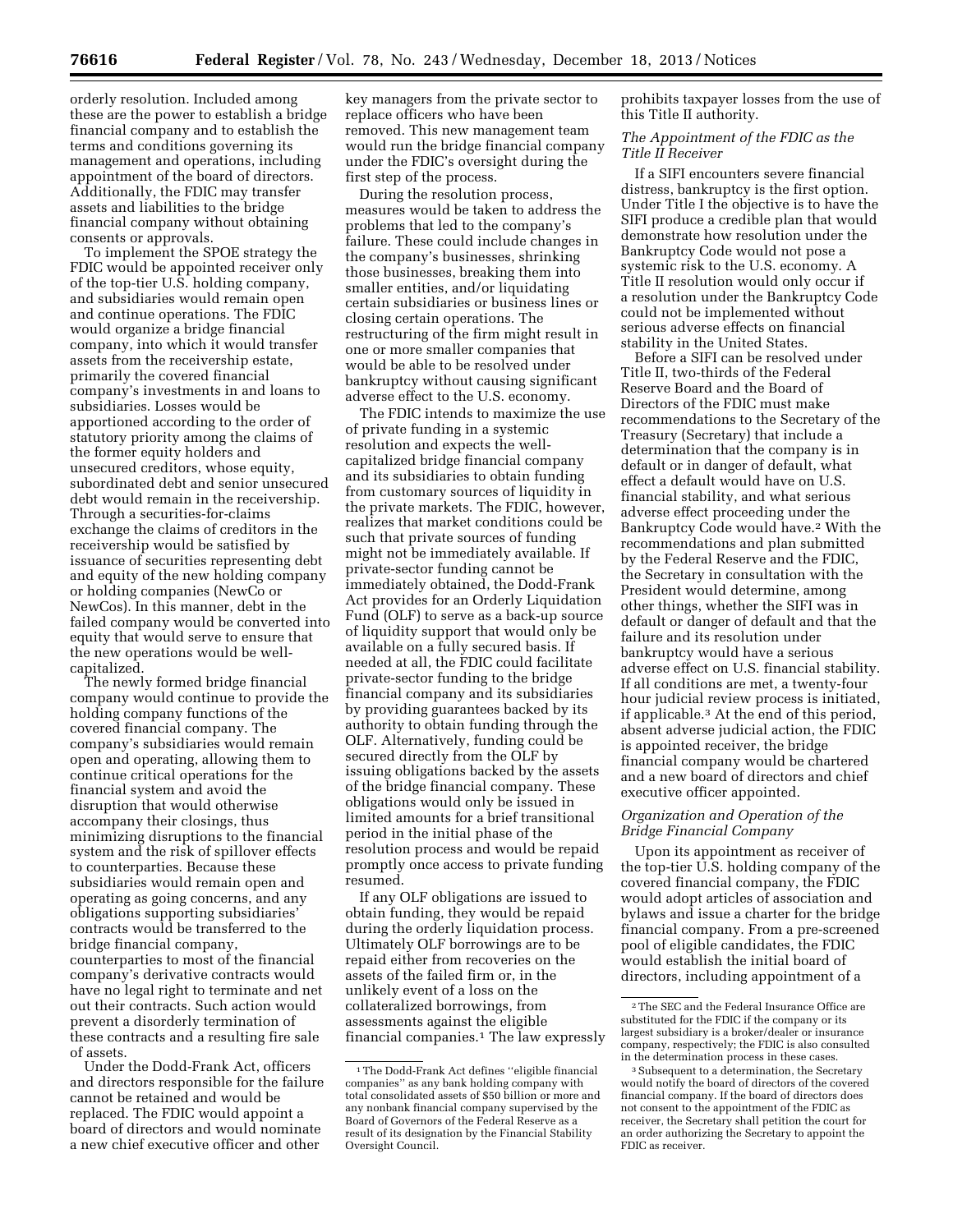orderly resolution. Included among these are the power to establish a bridge financial company and to establish the terms and conditions governing its management and operations, including appointment of the board of directors. Additionally, the FDIC may transfer assets and liabilities to the bridge financial company without obtaining consents or approvals.

To implement the SPOE strategy the FDIC would be appointed receiver only of the top-tier U.S. holding company, and subsidiaries would remain open and continue operations. The FDIC would organize a bridge financial company, into which it would transfer assets from the receivership estate, primarily the covered financial company's investments in and loans to subsidiaries. Losses would be apportioned according to the order of statutory priority among the claims of the former equity holders and unsecured creditors, whose equity, subordinated debt and senior unsecured debt would remain in the receivership. Through a securities-for-claims exchange the claims of creditors in the receivership would be satisfied by issuance of securities representing debt and equity of the new holding company or holding companies (NewCo or NewCos). In this manner, debt in the failed company would be converted into equity that would serve to ensure that the new operations would be well-capitalized.

The newly formed bridge financial company would continue to provide the holding company functions of the covered financial company. The company's subsidiaries would remain open and operating, allowing them to continue critical operations for the financial system and avoid the disruption that would otherwise accompany their closings, thus minimizing disruptions to the financial system and the risk of spillover effects to counterparties. Because these subsidiaries would remain open and operating as going concerns, and any obligations supporting subsidiaries' contracts would be transferred to the bridge financial company, counterparties to most of the financial company's derivative contracts would have no legal right to terminate and net out their contracts. Such action would prevent a disorderly termination of these contracts and a resulting fire sale of assets.

Under the Dodd-Frank Act, officers and directors responsible for the failure cannot be retained and would be replaced. The FDIC would appoint a board of directors and would nominate a new chief executive officer and other key managers from the private sector to replace officers who have been removed. This new management team would run the bridge financial company under the FDIC's oversight during the first step of the process.

During the resolution process, measures would be taken to address the problems that led to the company's failure. These could include changes in the company's businesses, shrinking those businesses, breaking them into smaller entities, and/or liquidating certain subsidiaries or business lines or closing certain operations. The restructuring of the firm might result in one or more smaller companies that would be able to be resolved under bankruptcy without causing significant adverse effect to the U.S. economy.

The FDIC intends to maximize the use of private funding in a systemic resolution and expects the well-capitalized bridge financial company and its subsidiaries to obtain funding from customary sources of liquidity in the private markets. The FDIC, however, realizes that market conditions could be such that private sources of funding might not be immediately available. If private-sector funding cannot be immediately obtained, the Dodd-Frank Act provides for an Orderly Liquidation Fund (OLF) to serve as a back-up source of liquidity support that would only be available on a fully secured basis. If needed at all, the FDIC could facilitate private-sector funding to the bridge financial company and its subsidiaries by providing guarantees backed by its authority to obtain funding through the OLF. Alternatively, funding could be secured directly from the OLF by issuing obligations backed by the assets of the bridge financial company. These obligations would only be issued in limited amounts for a brief transitional period in the initial phase of the resolution process and would be repaid promptly once access to private funding resumed.

If any OLF obligations are issued to obtain funding, they would be repaid during the orderly liquidation process. Ultimately OLF borrowings are to be repaid either from recoveries on the assets of the failed firm or, in the unlikely event of a loss on the collateralized borrowings, from assessments against the eligible financial companies.[1] The law expressly prohibits taxpayer losses from the use of this Title II authority.

### *The Appointment of the FDIC as the Title II Receiver*

If a SIFI encounters severe financial distress, bankruptcy is the first option. Under Title I the objective is to have the SIFI produce a credible plan that would demonstrate how resolution under the Bankruptcy Code would not pose a systemic risk to the U.S. economy. A Title II resolution would only occur if a resolution under the Bankruptcy Code could not be implemented without serious adverse effects on financial stability in the United States.

Before a SIFI can be resolved under Title II, two-thirds of the Federal Reserve Board and the Board of Directors of the FDIC must make recommendations to the Secretary of the Treasury (Secretary) that include a determination that the company is in default or in danger of default, what effect a default would have on U.S. financial stability, and what serious adverse effect proceeding under the Bankruptcy Code would have.[2] With the recommendations and plan submitted by the Federal Reserve and the FDIC, the Secretary in consultation with the President would determine, among other things, whether the SIFI was in default or danger of default and that the failure and its resolution under bankruptcy would have a serious adverse effect on U.S. financial stability. If all conditions are met, a twenty-four hour judicial review process is initiated, if applicable.[3] At the end of this period, absent adverse judicial action, the FDIC is appointed receiver, the bridge financial company would be chartered and a new board of directors and chief executive officer appointed.

### *Organization and Operation of the Bridge Financial Company*

Upon its appointment as receiver of the top-tier U.S. holding company of the covered financial company, the FDIC would adopt articles of association and bylaws and issue a charter for the bridge financial company. From a pre-screened pool of eligible candidates, the FDIC would establish the initial board of directors, including appointment of a

---

[1] The Dodd-Frank Act defines "eligible financial companies" as any bank holding company with total consolidated assets of $50 billion or more and any nonbank financial company supervised by the Board of Governors of the Federal Reserve as a result of its designation by the Financial Stability Oversight Council.

[2] The SEC and the Federal Insurance Office are substituted for the FDIC if the company or its largest subsidiary is a broker/dealer or insurance company, respectively; the FDIC is also consulted in the determination process in these cases.

[3] Subsequent to a determination, the Secretary would notify the board of directors of the covered financial company. If the board of directors does not consent to the appointment of the FDIC as receiver, the Secretary shall petition the court for an order authorizing the Secretary to appoint the FDIC as receiver.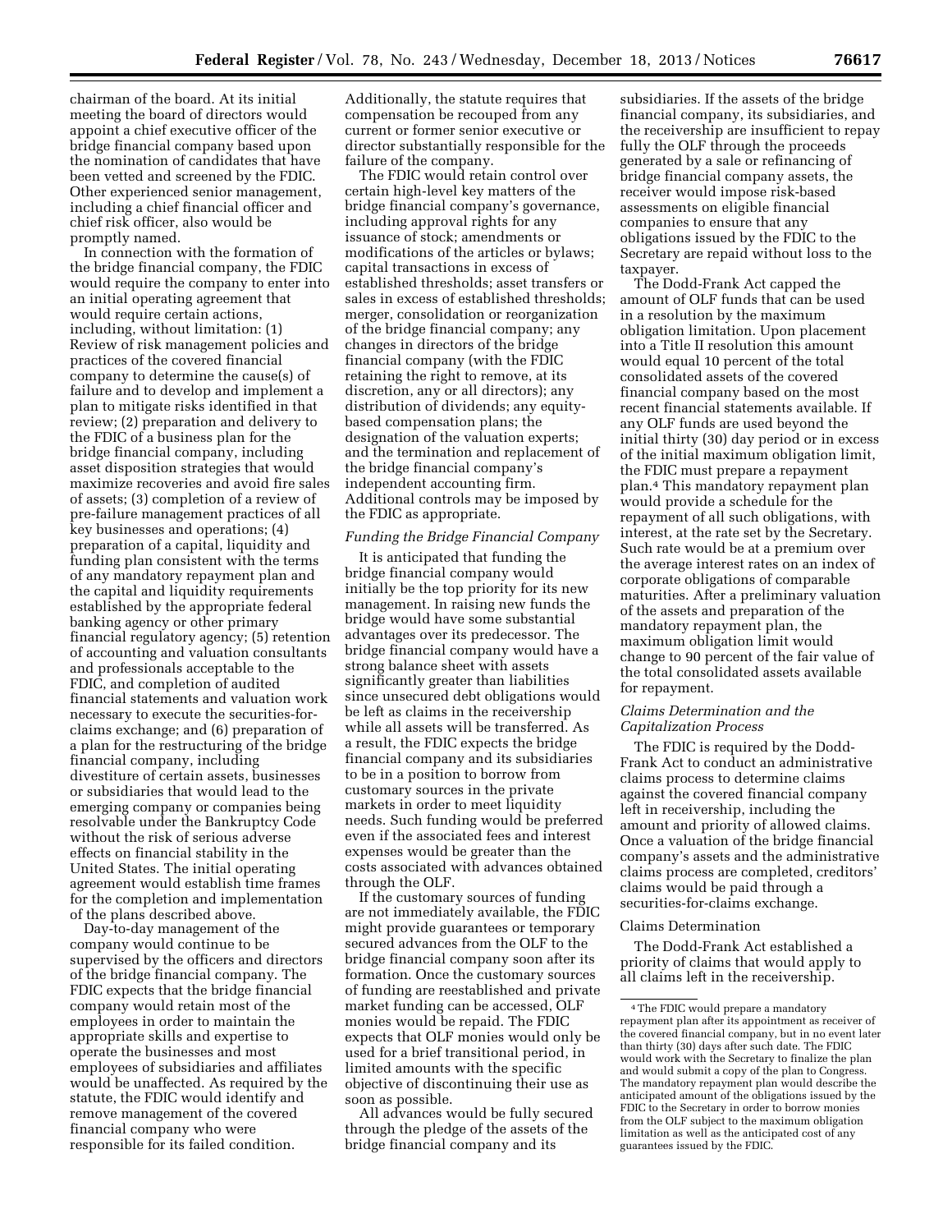chairman of the board. At its initial meeting the board of directors would appoint a chief executive officer of the bridge financial company based upon the nomination of candidates that have been vetted and screened by the FDIC. Other experienced senior management, including a chief financial officer and chief risk officer, also would be promptly named.

In connection with the formation of the bridge financial company, the FDIC would require the company to enter into an initial operating agreement that would require certain actions, including, without limitation: (1) Review of risk management policies and practices of the covered financial company to determine the cause(s) of failure and to develop and implement a plan to mitigate risks identified in that review; (2) preparation and delivery to the FDIC of a business plan for the bridge financial company, including asset disposition strategies that would maximize recoveries and avoid fire sales of assets; (3) completion of a review of pre-failure management practices of all key businesses and operations; (4) preparation of a capital, liquidity and funding plan consistent with the terms of any mandatory repayment plan and the capital and liquidity requirements established by the appropriate federal banking agency or other primary financial regulatory agency; (5) retention of accounting and valuation consultants and professionals acceptable to the FDIC, and completion of audited financial statements and valuation work necessary to execute the securities-for-claims exchange; and (6) preparation of a plan for the restructuring of the bridge financial company, including divestiture of certain assets, businesses or subsidiaries that would lead to the emerging company or companies being resolvable under the Bankruptcy Code without the risk of serious adverse effects on financial stability in the United States. The initial operating agreement would establish time frames for the completion and implementation of the plans described above.

Day-to-day management of the company would continue to be supervised by the officers and directors of the bridge financial company. The FDIC expects that the bridge financial company would retain most of the employees in order to maintain the appropriate skills and expertise to operate the businesses and most employees of subsidiaries and affiliates would be unaffected. As required by the statute, the FDIC would identify and remove management of the covered financial company who were responsible for its failed condition. Additionally, the statute requires that compensation be recouped from any current or former senior executive or director substantially responsible for the failure of the company.

The FDIC would retain control over certain high-level key matters of the bridge financial company's governance, including approval rights for any issuance of stock; amendments or modifications of the articles or bylaws; capital transactions in excess of established thresholds; asset transfers or sales in excess of established thresholds; merger, consolidation or reorganization of the bridge financial company; any changes in directors of the bridge financial company (with the FDIC retaining the right to remove, at its discretion, any or all directors); any distribution of dividends; any equity-based compensation plans; the designation of the valuation experts; and the termination and replacement of the bridge financial company's independent accounting firm. Additional controls may be imposed by the FDIC as appropriate.

### *Funding the Bridge Financial Company*

It is anticipated that funding the bridge financial company would initially be the top priority for its new management. In raising new funds the bridge would have some substantial advantages over its predecessor. The bridge financial company would have a strong balance sheet with assets significantly greater than liabilities since unsecured debt obligations would be left as claims in the receivership while all assets will be transferred. As a result, the FDIC expects the bridge financial company and its subsidiaries to be in a position to borrow from customary sources in the private markets in order to meet liquidity needs. Such funding would be preferred even if the associated fees and interest expenses would be greater than the costs associated with advances obtained through the OLF.

If the customary sources of funding are not immediately available, the FDIC might provide guarantees or temporary secured advances from the OLF to the bridge financial company soon after its formation. Once the customary sources of funding are reestablished and private market funding can be accessed, OLF monies would be repaid. The FDIC expects that OLF monies would only be used for a brief transitional period, in limited amounts with the specific objective of discontinuing their use as soon as possible.

All advances would be fully secured through the pledge of the assets of the bridge financial company and its subsidiaries. If the assets of the bridge financial company, its subsidiaries, and the receivership are insufficient to repay fully the OLF through the proceeds generated by a sale or refinancing of bridge financial company assets, the receiver would impose risk-based assessments on eligible financial companies to ensure that any obligations issued by the FDIC to the Secretary are repaid without loss to the taxpayer.

The Dodd-Frank Act capped the amount of OLF funds that can be used in a resolution by the maximum obligation limitation. Upon placement into a Title II resolution this amount would equal 10 percent of the total consolidated assets of the covered financial company based on the most recent financial statements available. If any OLF funds are used beyond the initial thirty (30) day period or in excess of the initial maximum obligation limit, the FDIC must prepare a repayment plan.[4] This mandatory repayment plan would provide a schedule for the repayment of all such obligations, with interest, at the rate set by the Secretary. Such rate would be at a premium over the average interest rates on an index of corporate obligations of comparable maturities. After a preliminary valuation of the assets and preparation of the mandatory repayment plan, the maximum obligation limit would change to 90 percent of the fair value of the total consolidated assets available for repayment.

### *Claims Determination and the Capitalization Process*

The FDIC is required by the Dodd-Frank Act to conduct an administrative claims process to determine claims against the covered financial company left in receivership, including the amount and priority of allowed claims. Once a valuation of the bridge financial company's assets and the administrative claims process are completed, creditors' claims would be paid through a securities-for-claims exchange.

#### Claims Determination

The Dodd-Frank Act established a priority of claims that would apply to all claims left in the receivership.

---

[4] The FDIC would prepare a mandatory repayment plan after its appointment as receiver of the covered financial company, but in no event later than thirty (30) days after such date. The FDIC would work with the Secretary to finalize the plan and would submit a copy of the plan to Congress. The mandatory repayment plan would describe the anticipated amount of the obligations issued by the FDIC to the Secretary in order to borrow monies from the OLF subject to the maximum obligation limitation as well as the anticipated cost of any guarantees issued by the FDIC.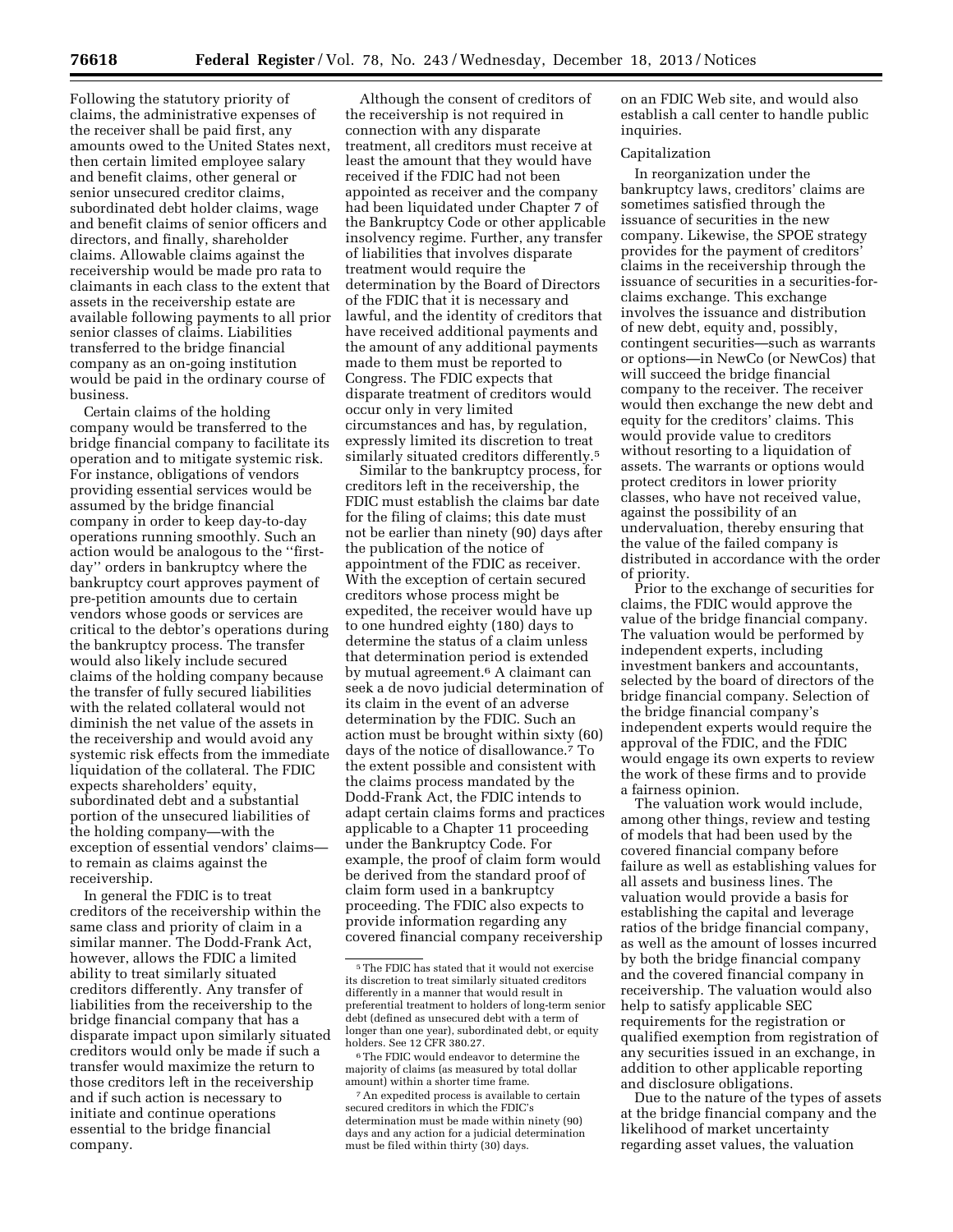Following the statutory priority of claims, the administrative expenses of the receiver shall be paid first, any amounts owed to the United States next, then certain limited employee salary and benefit claims, other general or senior unsecured creditor claims, subordinated debt holder claims, wage and benefit claims of senior officers and directors, and finally, shareholder claims. Allowable claims against the receivership would be made pro rata to claimants in each class to the extent that assets in the receivership estate are available following payments to all prior senior classes of claims. Liabilities transferred to the bridge financial company as an on-going institution would be paid in the ordinary course of business.

Certain claims of the holding company would be transferred to the bridge financial company to facilitate its operation and to mitigate systemic risk. For instance, obligations of vendors providing essential services would be assumed by the bridge financial company in order to keep day-to-day operations running smoothly. Such an action would be analogous to the ''first-day'' orders in bankruptcy where the bankruptcy court approves payment of pre-petition amounts due to certain vendors whose goods or services are critical to the debtor's operations during the bankruptcy process. The transfer would also likely include secured claims of the holding company because the transfer of fully secured liabilities with the related collateral would not diminish the net value of the assets in the receivership and would avoid any systemic risk effects from the immediate liquidation of the collateral. The FDIC expects shareholders' equity, subordinated debt and a substantial portion of the unsecured liabilities of the holding company—with the exception of essential vendors' claims—to remain as claims against the receivership.

In general the FDIC is to treat creditors of the receivership within the same class and priority of claim in a similar manner. The Dodd-Frank Act, however, allows the FDIC a limited ability to treat similarly situated creditors differently. Any transfer of liabilities from the receivership to the bridge financial company that has a disparate impact upon similarly situated creditors would only be made if such a transfer would maximize the return to those creditors left in the receivership and if such action is necessary to initiate and continue operations essential to the bridge financial company.

Although the consent of creditors of the receivership is not required in connection with any disparate treatment, all creditors must receive at least the amount that they would have received if the FDIC had not been appointed as receiver and the company had been liquidated under Chapter 7 of the Bankruptcy Code or other applicable insolvency regime. Further, any transfer of liabilities that involves disparate treatment would require the determination by the Board of Directors of the FDIC that it is necessary and lawful, and the identity of creditors that have received additional payments and the amount of any additional payments made to them must be reported to Congress. The FDIC expects that disparate treatment of creditors would occur only in very limited circumstances and has, by regulation, expressly limited its discretion to treat similarly situated creditors differently.[5]

Similar to the bankruptcy process, for creditors left in the receivership, the FDIC must establish the claims bar date for the filing of claims; this date must not be earlier than ninety (90) days after the publication of the notice of appointment of the FDIC as receiver. With the exception of certain secured creditors whose process might be expedited, the receiver would have up to one hundred eighty (180) days to determine the status of a claim unless that determination period is extended by mutual agreement.[6] A claimant can seek a de novo judicial determination of its claim in the event of an adverse determination by the FDIC. Such an action must be brought within sixty (60) days of the notice of disallowance.[7] To the extent possible and consistent with the claims process mandated by the Dodd-Frank Act, the FDIC intends to adapt certain claims forms and practices applicable to a Chapter 11 proceeding under the Bankruptcy Code. For example, the proof of claim form would be derived from the standard proof of claim form used in a bankruptcy proceeding. The FDIC also expects to provide information regarding any covered financial company receivership on an FDIC Web site, and would also establish a call center to handle public inquiries.

### Capitalization

In reorganization under the bankruptcy laws, creditors' claims are sometimes satisfied through the issuance of securities in the new company. Likewise, the SPOE strategy provides for the payment of creditors' claims in the receivership through the issuance of securities in a securities-for-claims exchange. This exchange involves the issuance and distribution of new debt, equity and, possibly, contingent securities—such as warrants or options—in NewCo (or NewCos) that will succeed the bridge financial company to the receiver. The receiver would then exchange the new debt and equity for the creditors' claims. This would provide value to creditors without resorting to a liquidation of assets. The warrants or options would protect creditors in lower priority classes, who have not received value, against the possibility of an undervaluation, thereby ensuring that the value of the failed company is distributed in accordance with the order of priority.

Prior to the exchange of securities for claims, the FDIC would approve the value of the bridge financial company. The valuation would be performed by independent experts, including investment bankers and accountants, selected by the board of directors of the bridge financial company. Selection of the bridge financial company's independent experts would require the approval of the FDIC, and the FDIC would engage its own experts to review the work of these firms and to provide a fairness opinion.

The valuation work would include, among other things, review and testing of models that had been used by the covered financial company before failure as well as establishing values for all assets and business lines. The valuation would provide a basis for establishing the capital and leverage ratios of the bridge financial company, as well as the amount of losses incurred by both the bridge financial company and the covered financial company in receivership. The valuation would also help to satisfy applicable SEC requirements for the registration or qualified exemption from registration of any securities issued in an exchange, in addition to other applicable reporting and disclosure obligations.

Due to the nature of the types of assets at the bridge financial company and the likelihood of market uncertainty regarding asset values, the valuation

---

[5] The FDIC has stated that it would not exercise its discretion to treat similarly situated creditors differently in a manner that would result in preferential treatment to holders of long-term senior debt (defined as unsecured debt with a term of longer than one year), subordinated debt, or equity holders. See 12 CFR 380.27.

[6] The FDIC would endeavor to determine the majority of claims (as measured by total dollar amount) within a shorter time frame.

[7] An expedited process is available to certain secured creditors in which the FDIC's determination must be made within ninety (90) days and any action for a judicial determination must be filed within thirty (30) days.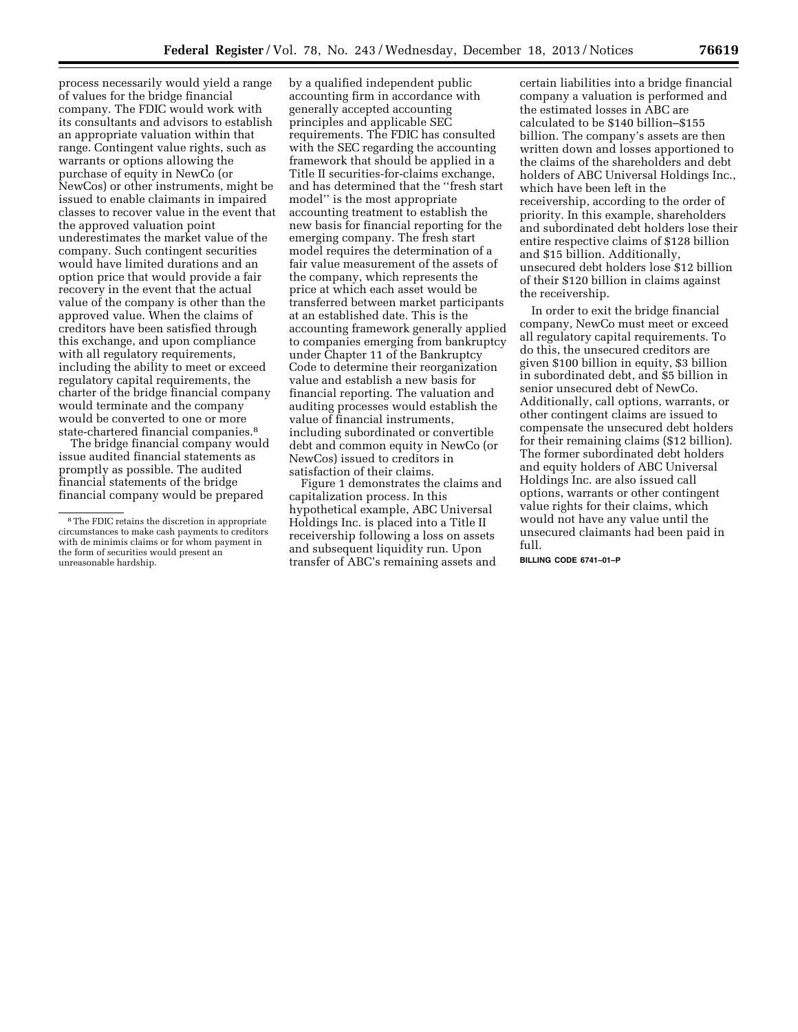process necessarily would yield a range of values for the bridge financial company. The FDIC would work with its consultants and advisors to establish an appropriate valuation within that range. Contingent value rights, such as warrants or options allowing the purchase of equity in NewCo (or NewCos) or other instruments, might be issued to enable claimants in impaired classes to recover value in the event that the approved valuation point underestimates the market value of the company. Such contingent securities would have limited durations and an option price that would provide a fair recovery in the event that the actual value of the company is other than the approved value. When the claims of creditors have been satisfied through this exchange, and upon compliance with all regulatory requirements, including the ability to meet or exceed regulatory capital requirements, the charter of the bridge financial company would terminate and the company would be converted to one or more state-chartered financial companies.[8]

The bridge financial company would issue audited financial statements as promptly as possible. The audited financial statements of the bridge financial company would be prepared by a qualified independent public accounting firm in accordance with generally accepted accounting principles and applicable SEC requirements. The FDIC has consulted with the SEC regarding the accounting framework that should be applied in a Title II securities-for-claims exchange, and has determined that the ''fresh start model'' is the most appropriate accounting treatment to establish the new basis for financial reporting for the emerging company. The fresh start model requires the determination of a fair value measurement of the assets of the company, which represents the price at which each asset would be transferred between market participants at an established date. This is the accounting framework generally applied to companies emerging from bankruptcy under Chapter 11 of the Bankruptcy Code to determine their reorganization value and establish a new basis for financial reporting. The valuation and auditing processes would establish the value of financial instruments, including subordinated or convertible debt and common equity in NewCo (or NewCos) issued to creditors in satisfaction of their claims.

Figure 1 demonstrates the claims and capitalization process. In this hypothetical example, ABC Universal Holdings Inc. is placed into a Title II receivership following a loss on assets and subsequent liquidity run. Upon transfer of ABC's remaining assets and certain liabilities into a bridge financial company a valuation is performed and the estimated losses in ABC are calculated to be $140 billion–$155 billion. The company's assets are then written down and losses apportioned to the claims of the shareholders and debt holders of ABC Universal Holdings Inc., which have been left in the receivership, according to the order of priority. In this example, shareholders and subordinated debt holders lose their entire respective claims of $128 billion and $15 billion. Additionally, unsecured debt holders lose $12 billion of their $120 billion in claims against the receivership.

In order to exit the bridge financial company, NewCo must meet or exceed all regulatory capital requirements. To do this, the unsecured creditors are given $100 billion in equity, $3 billion in subordinated debt, and $5 billion in senior unsecured debt of NewCo. Additionally, call options, warrants, or other contingent claims are issued to compensate the unsecured debt holders for their remaining claims ($12 billion). The former subordinated debt holders and equity holders of ABC Universal Holdings Inc. are also issued call options, warrants or other contingent value rights for their claims, which would not have any value until the unsecured claimants had been paid in full.

BILLING CODE 6741–01–P

[8] The FDIC retains the discretion in appropriate circumstances to make cash payments to creditors with de minimis claims or for whom payment in the form of securities would present an unreasonable hardship.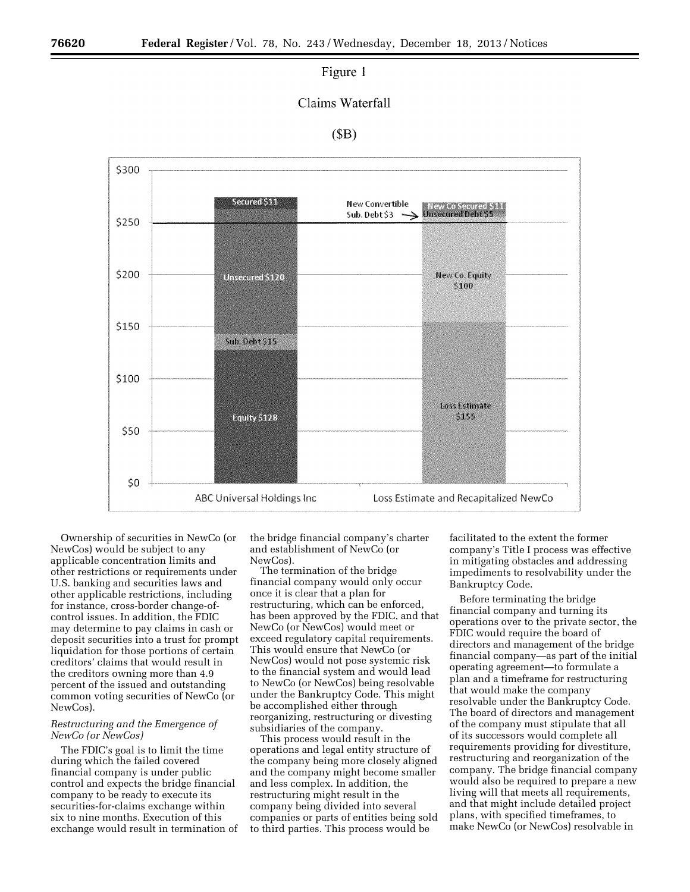Figure 1

Claims Waterfall

($B)

Ownership of securities in NewCo (or NewCos) would be subject to any applicable concentration limits and other restrictions or requirements under U.S. banking and securities laws and other applicable restrictions, including for instance, cross-border change-of-control issues. In addition, the FDIC may determine to pay claims in cash or deposit securities into a trust for prompt liquidation for those portions of certain creditors' claims that would result in the creditors owning more than 4.9 percent of the issued and outstanding common voting securities of NewCo (or NewCos).

*Restructuring and the Emergence of NewCo (or NewCos)*

The FDIC's goal is to limit the time during which the failed covered financial company is under public control and expects the bridge financial company to be ready to execute its securities-for-claims exchange within six to nine months. Execution of this exchange would result in termination of the bridge financial company's charter and establishment of NewCo (or NewCos).

The termination of the bridge financial company would only occur once it is clear that a plan for restructuring, which can be enforced, has been approved by the FDIC, and that NewCo (or NewCos) would meet or exceed regulatory capital requirements. This would ensure that NewCo (or NewCos) would not pose systemic risk to the financial system and would lead to NewCo (or NewCos) being resolvable under the Bankruptcy Code. This might be accomplished either through reorganizing, restructuring or divesting subsidiaries of the company.

This process would result in the operations and legal entity structure of the company being more closely aligned and the company might become smaller and less complex. In addition, the restructuring might result in the company being divided into several companies or parts of entities being sold to third parties. This process would be facilitated to the extent the former company's Title I process was effective in mitigating obstacles and addressing impediments to resolvability under the Bankruptcy Code.

Before terminating the bridge financial company and turning its operations over to the private sector, the FDIC would require the board of directors and management of the bridge financial company—as part of the initial operating agreement—to formulate a plan and a timeframe for restructuring that would make the company resolvable under the Bankruptcy Code. The board of directors and management of the company must stipulate that all of its successors would complete all requirements providing for divestiture, restructuring and reorganization of the company. The bridge financial company would also be required to prepare a new living will that meets all requirements, and that might include detailed project plans, with specified timeframes, to make NewCo (or NewCos) resolvable in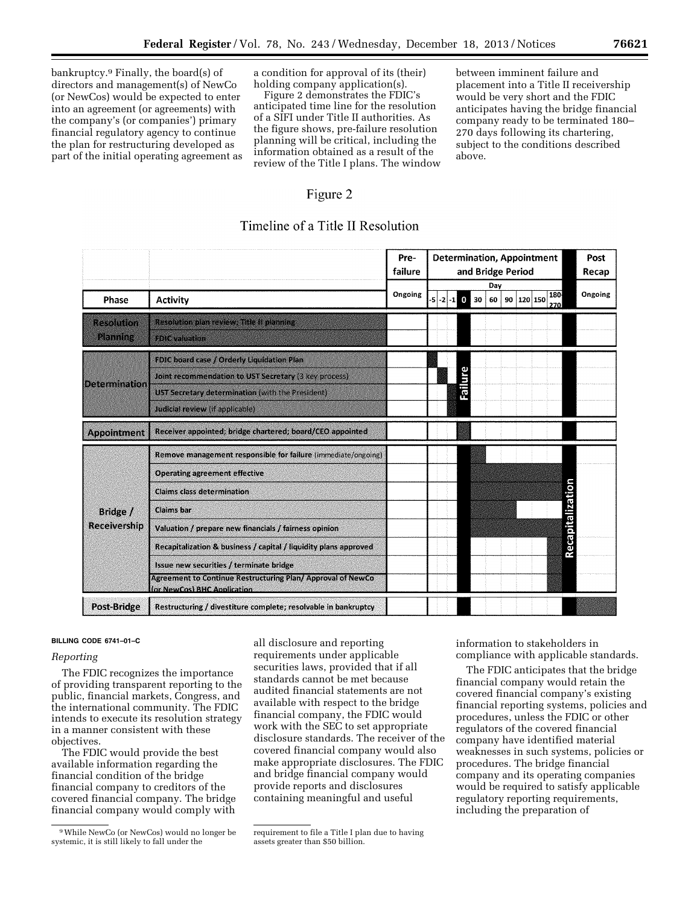bankruptcy.[9] Finally, the board(s) of directors and management(s) of NewCo (or NewCos) would be expected to enter into an agreement (or agreements) with the company's (or companies') primary financial regulatory agency to continue the plan for restructuring developed as part of the initial operating agreement as a condition for approval of its (their) holding company application(s).

Figure 2 demonstrates the FDIC's anticipated time line for the resolution of a SIFI under Title II authorities. As the figure shows, pre-failure resolution planning will be critical, including the information obtained as a result of the review of the Title I plans. The window between imminent failure and placement into a Title II receivership would be very short and the FDIC anticipates having the bridge financial company ready to be terminated 180–270 days following its chartering, subject to the conditions described above.

Figure 2

Timeline of a Title II Resolution

| Phase | Activity | Pre-failure | Determination, Appointment and Bridge Period | Post Recap |
|---|---|---|---|---|
| | | Ongoing | Day: -5, -2, -1, 0, 30, 60, 90, 120, 150, 180–270 | Ongoing |
| Resolution Planning | Resolution plan review; Title II planning | | | |
| | FDIC valuation | | | |
| Determination | FDIC board case / Orderly Liquidation Plan | | | |
| | Joint recommendation to UST Secretary (3 key process) | | | |
| | UST Secretary determination (with the President) | | | |
| | Judicial review (if applicable) | | | |
| Appointment | Receiver appointed; bridge chartered; board/CEO appointed | | | |
| Bridge / Receivership | Remove management responsible for failure (immediate/ongoing) | | | |
| | Operating agreement effective | | | |
| | Claims class determination | | | |
| | Claims bar | | | |
| | Valuation / prepare new financials / fairness opinion | | | |
| | Recapitalization & business / capital / liquidity plans approved | | | |
| | Issue new securities / terminate bridge | | | |
| | Agreement to Continue Restructuring Plan/ Approval of NewCo (or NewCos) BHC Application | | | |
| Post-Bridge | Restructuring / divestiture complete; resolvable in bankruptcy | | | |

Failure (Day 0) — Recapitalization (Day 180–270)

BILLING CODE 6741–01–C

*Reporting*

The FDIC recognizes the importance of providing transparent reporting to the public, financial markets, Congress, and the international community. The FDIC intends to execute its resolution strategy in a manner consistent with these objectives.

The FDIC would provide the best available information regarding the financial condition of the bridge financial company to creditors of the covered financial company. The bridge financial company would comply with all disclosure and reporting requirements under applicable securities laws, provided that if all standards cannot be met because audited financial statements are not available with respect to the bridge financial company, the FDIC would work with the SEC to set appropriate disclosure standards. The receiver of the covered financial company would also make appropriate disclosures. The FDIC and bridge financial company would provide reports and disclosures containing meaningful and useful information to stakeholders in compliance with applicable standards.

The FDIC anticipates that the bridge financial company would retain the covered financial company's existing financial reporting systems, policies and procedures, unless the FDIC or other regulators of the covered financial company have identified material weaknesses in such systems, policies or procedures. The bridge financial company and its operating companies would be required to satisfy applicable regulatory reporting requirements, including the preparation of

[9] While NewCo (or NewCos) would no longer be systemic, it is still likely to fall under the requirement to file a Title I plan due to having assets greater than $50 billion.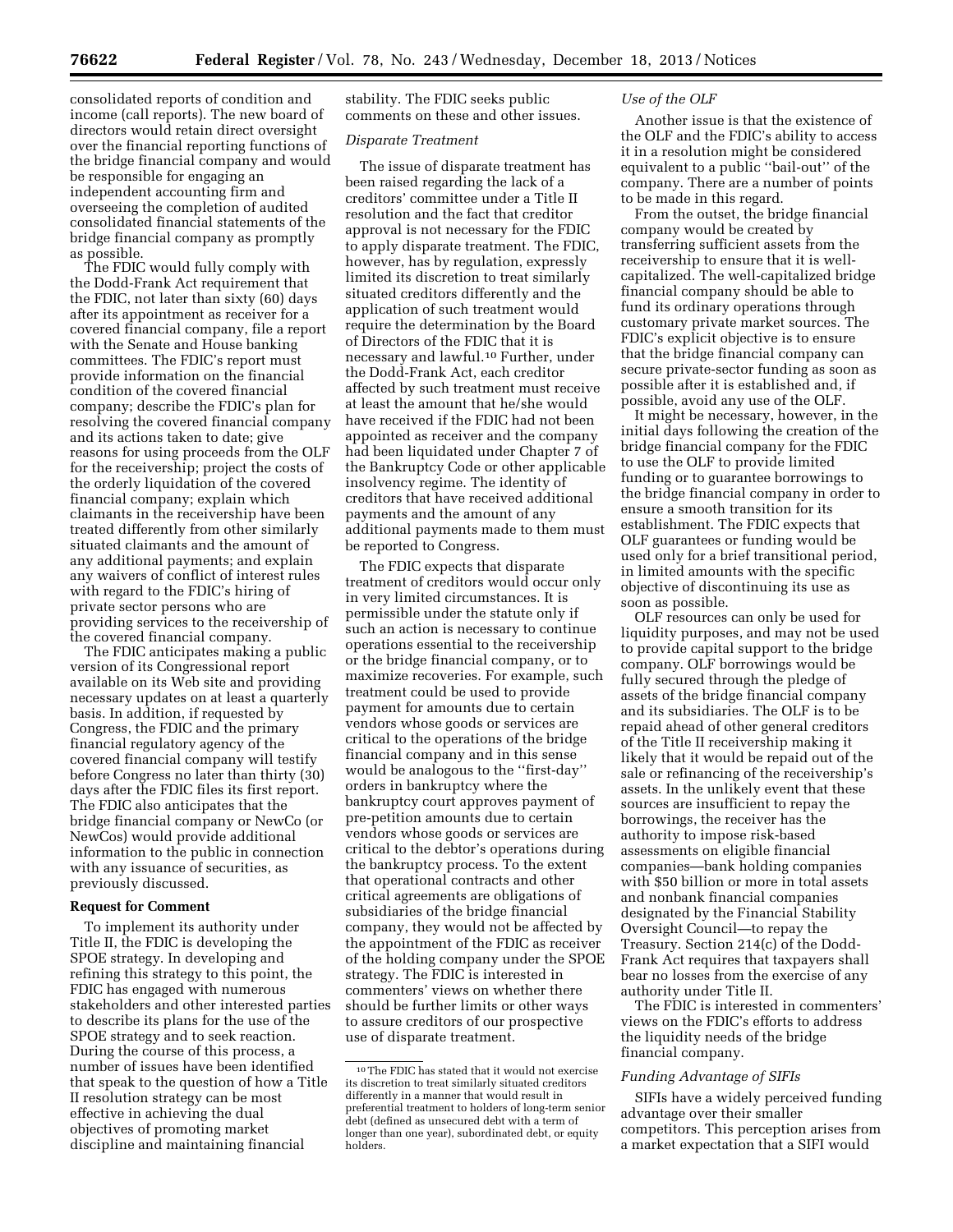consolidated reports of condition and income (call reports). The new board of directors would retain direct oversight over the financial reporting functions of the bridge financial company and would be responsible for engaging an independent accounting firm and overseeing the completion of audited consolidated financial statements of the bridge financial company as promptly as possible.

The FDIC would fully comply with the Dodd-Frank Act requirement that the FDIC, not later than sixty (60) days after its appointment as receiver for a covered financial company, file a report with the Senate and House banking committees. The FDIC's report must provide information on the financial condition of the covered financial company; describe the FDIC's plan for resolving the covered financial company and its actions taken to date; give reasons for using proceeds from the OLF for the receivership; project the costs of the orderly liquidation of the covered financial company; explain which claimants in the receivership have been treated differently from other similarly situated claimants and the amount of any additional payments; and explain any waivers of conflict of interest rules with regard to the FDIC's hiring of private sector persons who are providing services to the receivership of the covered financial company.

The FDIC anticipates making a public version of its Congressional report available on its Web site and providing necessary updates on at least a quarterly basis. In addition, if requested by Congress, the FDIC and the primary financial regulatory agency of the covered financial company will testify before Congress no later than thirty (30) days after the FDIC files its first report. The FDIC also anticipates that the bridge financial company or NewCo (or NewCos) would provide additional information to the public in connection with any issuance of securities, as previously discussed.

## Request for Comment

To implement its authority under Title II, the FDIC is developing the SPOE strategy. In developing and refining this strategy to this point, the FDIC has engaged with numerous stakeholders and other interested parties to describe its plans for the use of the SPOE strategy and to seek reaction. During the course of this process, a number of issues have been identified that speak to the question of how a Title II resolution strategy can be most effective in achieving the dual objectives of promoting market discipline and maintaining financial stability. The FDIC seeks public comments on these and other issues.

### *Disparate Treatment*

The issue of disparate treatment has been raised regarding the lack of a creditors' committee under a Title II resolution and the fact that creditor approval is not necessary for the FDIC to apply disparate treatment. The FDIC, however, has by regulation, expressly limited its discretion to treat similarly situated creditors differently and the application of such treatment would require the determination by the Board of Directors of the FDIC that it is necessary and lawful.[10] Further, under the Dodd-Frank Act, each creditor affected by such treatment must receive at least the amount that he/she would have received if the FDIC had not been appointed as receiver and the company had been liquidated under Chapter 7 of the Bankruptcy Code or other applicable insolvency regime. The identity of creditors that have received additional payments and the amount of any additional payments made to them must be reported to Congress.

The FDIC expects that disparate treatment of creditors would occur only in very limited circumstances. It is permissible under the statute only if such an action is necessary to continue operations essential to the receivership or the bridge financial company, or to maximize recoveries. For example, such treatment could be used to provide payment for amounts due to certain vendors whose goods or services are critical to the operations of the bridge financial company and in this sense would be analogous to the ''first-day'' orders in bankruptcy where the bankruptcy court approves payment of pre-petition amounts due to certain vendors whose goods or services are critical to the debtor's operations during the bankruptcy process. To the extent that operational contracts and other critical agreements are obligations of subsidiaries of the bridge financial company, they would not be affected by the appointment of the FDIC as receiver of the holding company under the SPOE strategy. The FDIC is interested in commenters' views on whether there should be further limits or other ways to assure creditors of our prospective use of disparate treatment.

[10] The FDIC has stated that it would not exercise its discretion to treat similarly situated creditors differently in a manner that would result in preferential treatment to holders of long-term senior debt (defined as unsecured debt with a term of longer than one year), subordinated debt, or equity holders.

### *Use of the OLF*

Another issue is that the existence of the OLF and the FDIC's ability to access it in a resolution might be considered equivalent to a public ''bail-out'' of the company. There are a number of points to be made in this regard.

From the outset, the bridge financial company would be created by transferring sufficient assets from the receivership to ensure that it is well-capitalized. The well-capitalized bridge financial company should be able to fund its ordinary operations through customary private market sources. The FDIC's explicit objective is to ensure that the bridge financial company can secure private-sector funding as soon as possible after it is established and, if possible, avoid any use of the OLF.

It might be necessary, however, in the initial days following the creation of the bridge financial company for the FDIC to use the OLF to provide limited funding or to guarantee borrowings to the bridge financial company in order to ensure a smooth transition for its establishment. The FDIC expects that OLF guarantees or funding would be used only for a brief transitional period, in limited amounts with the specific objective of discontinuing its use as soon as possible.

OLF resources can only be used for liquidity purposes, and may not be used to provide capital support to the bridge company. OLF borrowings would be fully secured through the pledge of assets of the bridge financial company and its subsidiaries. The OLF is to be repaid ahead of other general creditors of the Title II receivership making it likely that it would be repaid out of the sale or refinancing of the receivership's assets. In the unlikely event that these sources are insufficient to repay the borrowings, the receiver has the authority to impose risk-based assessments on eligible financial companies—bank holding companies with $50 billion or more in total assets and nonbank financial companies designated by the Financial Stability Oversight Council—to repay the Treasury. Section 214(c) of the Dodd-Frank Act requires that taxpayers shall bear no losses from the exercise of any authority under Title II.

The FDIC is interested in commenters' views on the FDIC's efforts to address the liquidity needs of the bridge financial company.

### *Funding Advantage of SIFIs*

SIFIs have a widely perceived funding advantage over their smaller competitors. This perception arises from a market expectation that a SIFI would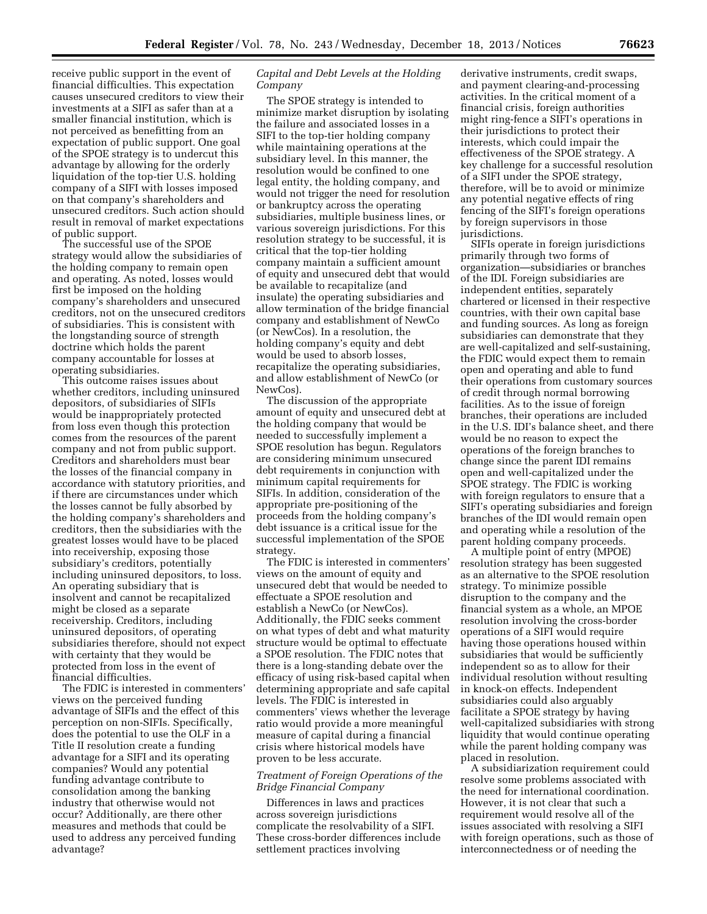receive public support in the event of financial difficulties. This expectation causes unsecured creditors to view their investments at a SIFI as safer than at a smaller financial institution, which is not perceived as benefitting from an expectation of public support. One goal of the SPOE strategy is to undercut this advantage by allowing for the orderly liquidation of the top-tier U.S. holding company of a SIFI with losses imposed on that company's shareholders and unsecured creditors. Such action should result in removal of market expectations of public support.

The successful use of the SPOE strategy would allow the subsidiaries of the holding company to remain open and operating. As noted, losses would first be imposed on the holding company's shareholders and unsecured creditors, not on the unsecured creditors of subsidiaries. This is consistent with the longstanding source of strength doctrine which holds the parent company accountable for losses at operating subsidiaries.

This outcome raises issues about whether creditors, including uninsured depositors, of subsidiaries of SIFIs would be inappropriately protected from loss even though this protection comes from the resources of the parent company and not from public support. Creditors and shareholders must bear the losses of the financial company in accordance with statutory priorities, and if there are circumstances under which the losses cannot be fully absorbed by the holding company's shareholders and creditors, then the subsidiaries with the greatest losses would have to be placed into receivership, exposing those subsidiary's creditors, potentially including uninsured depositors, to loss. An operating subsidiary that is insolvent and cannot be recapitalized might be closed as a separate receivership. Creditors, including uninsured depositors, of operating subsidiaries therefore, should not expect with certainty that they would be protected from loss in the event of financial difficulties.

The FDIC is interested in commenters' views on the perceived funding advantage of SIFIs and the effect of this perception on non-SIFIs. Specifically, does the potential to use the OLF in a Title II resolution create a funding advantage for a SIFI and its operating companies? Would any potential funding advantage contribute to consolidation among the banking industry that otherwise would not occur? Additionally, are there other measures and methods that could be used to address any perceived funding advantage?

### *Capital and Debt Levels at the Holding Company*

The SPOE strategy is intended to minimize market disruption by isolating the failure and associated losses in a SIFI to the top-tier holding company while maintaining operations at the subsidiary level. In this manner, the resolution would be confined to one legal entity, the holding company, and would not trigger the need for resolution or bankruptcy across the operating subsidiaries, multiple business lines, or various sovereign jurisdictions. For this resolution strategy to be successful, it is critical that the top-tier holding company maintain a sufficient amount of equity and unsecured debt that would be available to recapitalize (and insulate) the operating subsidiaries and allow termination of the bridge financial company and establishment of NewCo (or NewCos). In a resolution, the holding company's equity and debt would be used to absorb losses, recapitalize the operating subsidiaries, and allow establishment of NewCo (or NewCos).

The discussion of the appropriate amount of equity and unsecured debt at the holding company that would be needed to successfully implement a SPOE resolution has begun. Regulators are considering minimum unsecured debt requirements in conjunction with minimum capital requirements for SIFIs. In addition, consideration of the appropriate pre-positioning of the proceeds from the holding company's debt issuance is a critical issue for the successful implementation of the SPOE strategy.

The FDIC is interested in commenters' views on the amount of equity and unsecured debt that would be needed to effectuate a SPOE resolution and establish a NewCo (or NewCos). Additionally, the FDIC seeks comment on what types of debt and what maturity structure would be optimal to effectuate a SPOE resolution. The FDIC notes that there is a long-standing debate over the efficacy of using risk-based capital when determining appropriate and safe capital levels. The FDIC is interested in commenters' views whether the leverage ratio would provide a more meaningful measure of capital during a financial crisis where historical models have proven to be less accurate.

### *Treatment of Foreign Operations of the Bridge Financial Company*

Differences in laws and practices across sovereign jurisdictions complicate the resolvability of a SIFI. These cross-border differences include settlement practices involving derivative instruments, credit swaps, and payment clearing-and-processing activities. In the critical moment of a financial crisis, foreign authorities might ring-fence a SIFI's operations in their jurisdictions to protect their interests, which could impair the effectiveness of the SPOE strategy. A key challenge for a successful resolution of a SIFI under the SPOE strategy, therefore, will be to avoid or minimize any potential negative effects of ring fencing of the SIFI's foreign operations by foreign supervisors in those jurisdictions.

SIFIs operate in foreign jurisdictions primarily through two forms of organization—subsidiaries or branches of the IDI. Foreign subsidiaries are independent entities, separately chartered or licensed in their respective countries, with their own capital base and funding sources. As long as foreign subsidiaries can demonstrate that they are well-capitalized and self-sustaining, the FDIC would expect them to remain open and operating and able to fund their operations from customary sources of credit through normal borrowing facilities. As to the issue of foreign branches, their operations are included in the U.S. IDI's balance sheet, and there would be no reason to expect the operations of the foreign branches to change since the parent IDI remains open and well-capitalized under the SPOE strategy. The FDIC is working with foreign regulators to ensure that a SIFI's operating subsidiaries and foreign branches of the IDI would remain open and operating while a resolution of the parent holding company proceeds.

A multiple point of entry (MPOE) resolution strategy has been suggested as an alternative to the SPOE resolution strategy. To minimize possible disruption to the company and the financial system as a whole, an MPOE resolution involving the cross-border operations of a SIFI would require having those operations housed within subsidiaries that would be sufficiently independent so as to allow for their individual resolution without resulting in knock-on effects. Independent subsidiaries could also arguably facilitate a SPOE strategy by having well-capitalized subsidiaries with strong liquidity that would continue operating while the parent holding company was placed in resolution.

A subsidiarization requirement could resolve some problems associated with the need for international coordination. However, it is not clear that such a requirement would resolve all of the issues associated with resolving a SIFI with foreign operations, such as those of interconnectedness or of needing the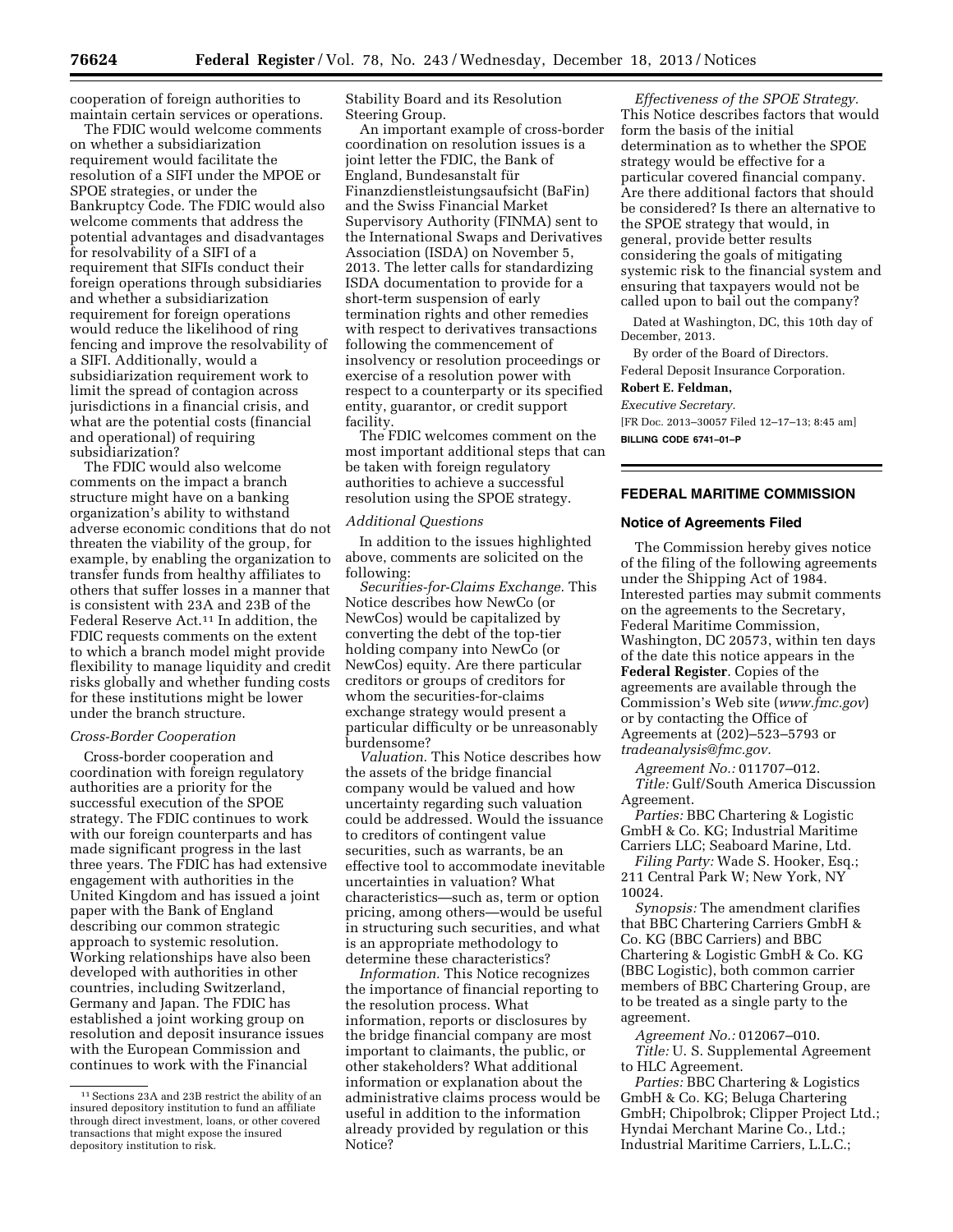cooperation of foreign authorities to maintain certain services or operations.

The FDIC would welcome comments on whether a subsidiarization requirement would facilitate the resolution of a SIFI under the MPOE or SPOE strategies, or under the Bankruptcy Code. The FDIC would also welcome comments that address the potential advantages and disadvantages for resolvability of a SIFI of a requirement that SIFIs conduct their foreign operations through subsidiaries and whether a subsidiarization requirement for foreign operations would reduce the likelihood of ring fencing and improve the resolvability of a SIFI. Additionally, would a subsidiarization requirement work to limit the spread of contagion across jurisdictions in a financial crisis, and what are the potential costs (financial and operational) of requiring subsidiarization?

The FDIC would also welcome comments on the impact a branch structure might have on a banking organization's ability to withstand adverse economic conditions that do not threaten the viability of the group, for example, by enabling the organization to transfer funds from healthy affiliates to others that suffer losses in a manner that is consistent with 23A and 23B of the Federal Reserve Act.[11] In addition, the FDIC requests comments on the extent to which a branch model might provide flexibility to manage liquidity and credit risks globally and whether funding costs for these institutions might be lower under the branch structure.

*Cross-Border Cooperation*

Cross-border cooperation and coordination with foreign regulatory authorities are a priority for the successful execution of the SPOE strategy. The FDIC continues to work with our foreign counterparts and has made significant progress in the last three years. The FDIC has had extensive engagement with authorities in the United Kingdom and has issued a joint paper with the Bank of England describing our common strategic approach to systemic resolution. Working relationships have also been developed with authorities in other countries, including Switzerland, Germany and Japan. The FDIC has established a joint working group on resolution and deposit insurance issues with the European Commission and continues to work with the Financial Stability Board and its Resolution Steering Group.

An important example of cross-border coordination on resolution issues is a joint letter the FDIC, the Bank of England, Bundesanstalt für Finanzdienstleistungsaufsicht (BaFin) and the Swiss Financial Market Supervisory Authority (FINMA) sent to the International Swaps and Derivatives Association (ISDA) on November 5, 2013. The letter calls for standardizing ISDA documentation to provide for a short-term suspension of early termination rights and other remedies with respect to derivatives transactions following the commencement of insolvency or resolution proceedings or exercise of a resolution power with respect to a counterparty or its specified entity, guarantor, or credit support facility.

The FDIC welcomes comment on the most important additional steps that can be taken with foreign regulatory authorities to achieve a successful resolution using the SPOE strategy.

*Additional Questions*

In addition to the issues highlighted above, comments are solicited on the following:

*Securities-for-Claims Exchange.* This Notice describes how NewCo (or NewCos) would be capitalized by converting the debt of the top-tier holding company into NewCo (or NewCos) equity. Are there particular creditors or groups of creditors for whom the securities-for-claims exchange strategy would present a particular difficulty or be unreasonably burdensome?

*Valuation.* This Notice describes how the assets of the bridge financial company would be valued and how uncertainty regarding such valuation could be addressed. Would the issuance to creditors of contingent value securities, such as warrants, be an effective tool to accommodate inevitable uncertainties in valuation? What characteristics—such as, term or option pricing, among others—would be useful in structuring such securities, and what is an appropriate methodology to determine these characteristics?

*Information.* This Notice recognizes the importance of financial reporting to the resolution process. What information, reports or disclosures by the bridge financial company are most important to claimants, the public, or other stakeholders? What additional information or explanation about the administrative claims process would be useful in addition to the information already provided by regulation or this Notice?

*Effectiveness of the SPOE Strategy.* This Notice describes factors that would form the basis of the initial determination as to whether the SPOE strategy would be effective for a particular covered financial company. Are there additional factors that should be considered? Is there an alternative to the SPOE strategy that would, in general, provide better results considering the goals of mitigating systemic risk to the financial system and ensuring that taxpayers would not be called upon to bail out the company?

Dated at Washington, DC, this 10th day of December, 2013.

By order of the Board of Directors.

Federal Deposit Insurance Corporation.

**Robert E. Feldman,**

*Executive Secretary.*

[FR Doc. 2013–30057 Filed 12–17–13; 8:45 am]

**BILLING CODE 6741–01–P**

[11] Sections 23A and 23B restrict the ability of an insured depository institution to fund an affiliate through direct investment, loans, or other covered transactions that might expose the insured depository institution to risk.

## FEDERAL MARITIME COMMISSION

### Notice of Agreements Filed

The Commission hereby gives notice of the filing of the following agreements under the Shipping Act of 1984. Interested parties may submit comments on the agreements to the Secretary, Federal Maritime Commission, Washington, DC 20573, within ten days of the date this notice appears in the **Federal Register**. Copies of the agreements are available through the Commission's Web site (*www.fmc.gov*) or by contacting the Office of Agreements at (202)–523–5793 or *tradeanalysis@fmc.gov.*

*Agreement No.:* 011707–012.

*Title:* Gulf/South America Discussion Agreement.

*Parties:* BBC Chartering & Logistic GmbH & Co. KG; Industrial Maritime Carriers LLC; Seaboard Marine, Ltd.

*Filing Party:* Wade S. Hooker, Esq.; 211 Central Park W; New York, NY 10024.

*Synopsis:* The amendment clarifies that BBC Chartering Carriers GmbH & Co. KG (BBC Carriers) and BBC Chartering & Logistic GmbH & Co. KG (BBC Logistic), both common carrier members of BBC Chartering Group, are to be treated as a single party to the agreement.

*Agreement No.:* 012067–010.

*Title:* U. S. Supplemental Agreement to HLC Agreement.

*Parties:* BBC Chartering & Logistics GmbH & Co. KG; Beluga Chartering GmbH; Chipolbrok; Clipper Project Ltd.; Hyndai Merchant Marine Co., Ltd.; Industrial Maritime Carriers, L.L.C.;